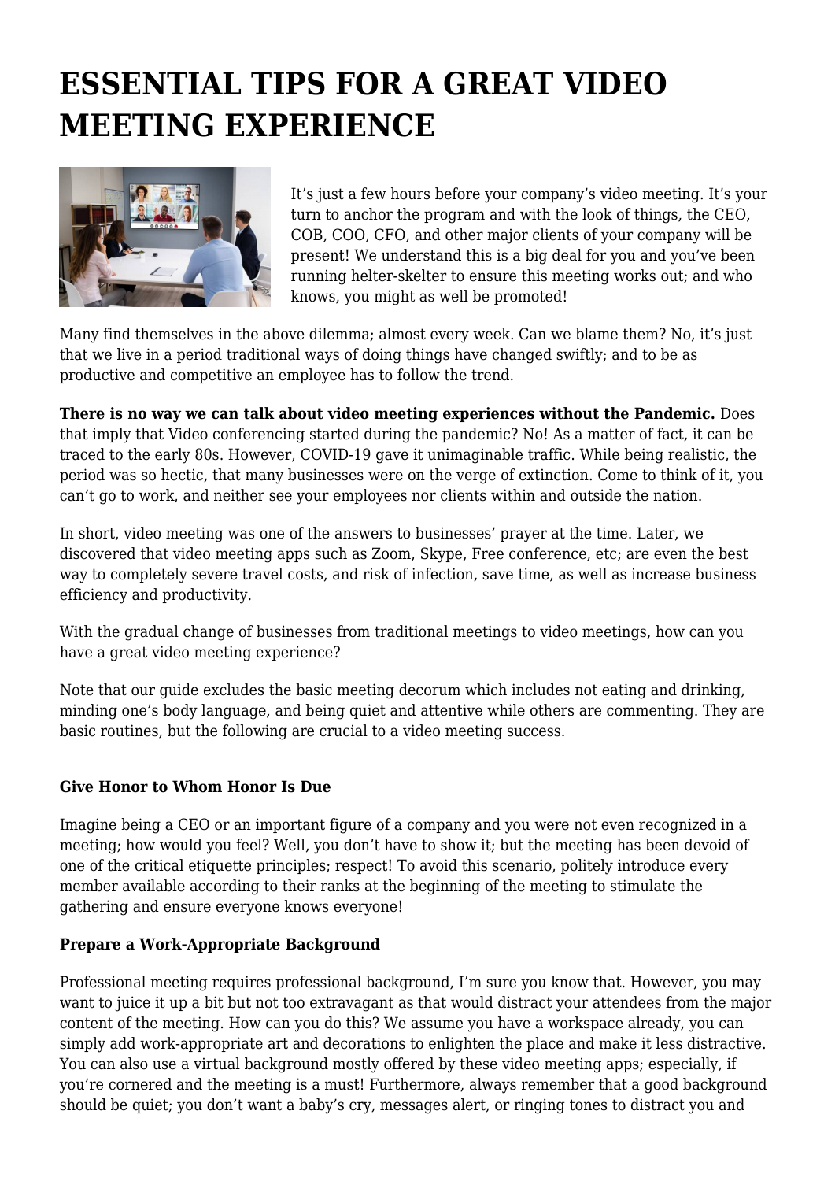# ESSENTIAL TIPS FOR A GREAT VIDEO MEETING EXPERIENCE

It's just a few hours before your company's video meeting. It's your turn to anchor the program and with the look of things, the CEO, COB, COO, CFO, and other major clients of your company will be present! We understand this is a big deal for you and you've been running helter-skelter to ensure this meeting works out; and who knows, you might as well be promoted!

Many find themselves in the above dilemma; almost every week. Can we blame them? No, it's just that we live in a period traditional ways of doing things have changed swiftly; and to be as productive and competitive an employee has to follow the trend.

**There is no way we can talk about video meeting experiences without the Pandemic.** Does that imply that Video conferencing started during the pandemic? No! As a matter of fact, it can be traced to the early 80s. However, COVID-19 gave it unimaginable traffic. While being realistic, the period was so hectic, that many businesses were on the verge of extinction. Come to think of it, you can't go to work, and neither see your employees nor clients within and outside the nation.

In short, video meeting was one of the answers to businesses' prayer at the time. Later, we discovered that video meeting apps such as Zoom, Skype, Free conference, etc; are even the best way to completely severe travel costs, and risk of infection, save time, as well as increase business efficiency and productivity.

With the gradual change of businesses from traditional meetings to video meetings, how can you have a great video meeting experience?

Note that our guide excludes the basic meeting decorum which includes not eating and drinking, minding one's body language, and being quiet and attentive while others are commenting. They are basic routines, but the following are crucial to a video meeting success.

**Give Honor to Whom Honor Is Due**

Imagine being a CEO or an important figure of a company and you were not even recognized in a meeting; how would you feel? Well, you don't have to show it; but the meeting has been devoid of one of the critical etiquette principles; respect! To avoid this scenario, politely introduce every member available according to their ranks at the beginning of the meeting to stimulate the gathering and ensure everyone knows everyone!

**Prepare a Work-Appropriate Background**

Professional meeting requires professional background, I'm sure you know that. However, you may want to juice it up a bit but not too extravagant as that would distract your attendees from the major content of the meeting. How can you do this? We assume you have a workspace already, you can simply add work-appropriate art and decorations to enlighten the place and make it less distractive. You can also use a virtual background mostly offered by these video meeting apps; especially, if you're cornered and the meeting is a must! Furthermore, always remember that a good background should be quiet; you don't want a baby's cry, messages alert, or ringing tones to distract you and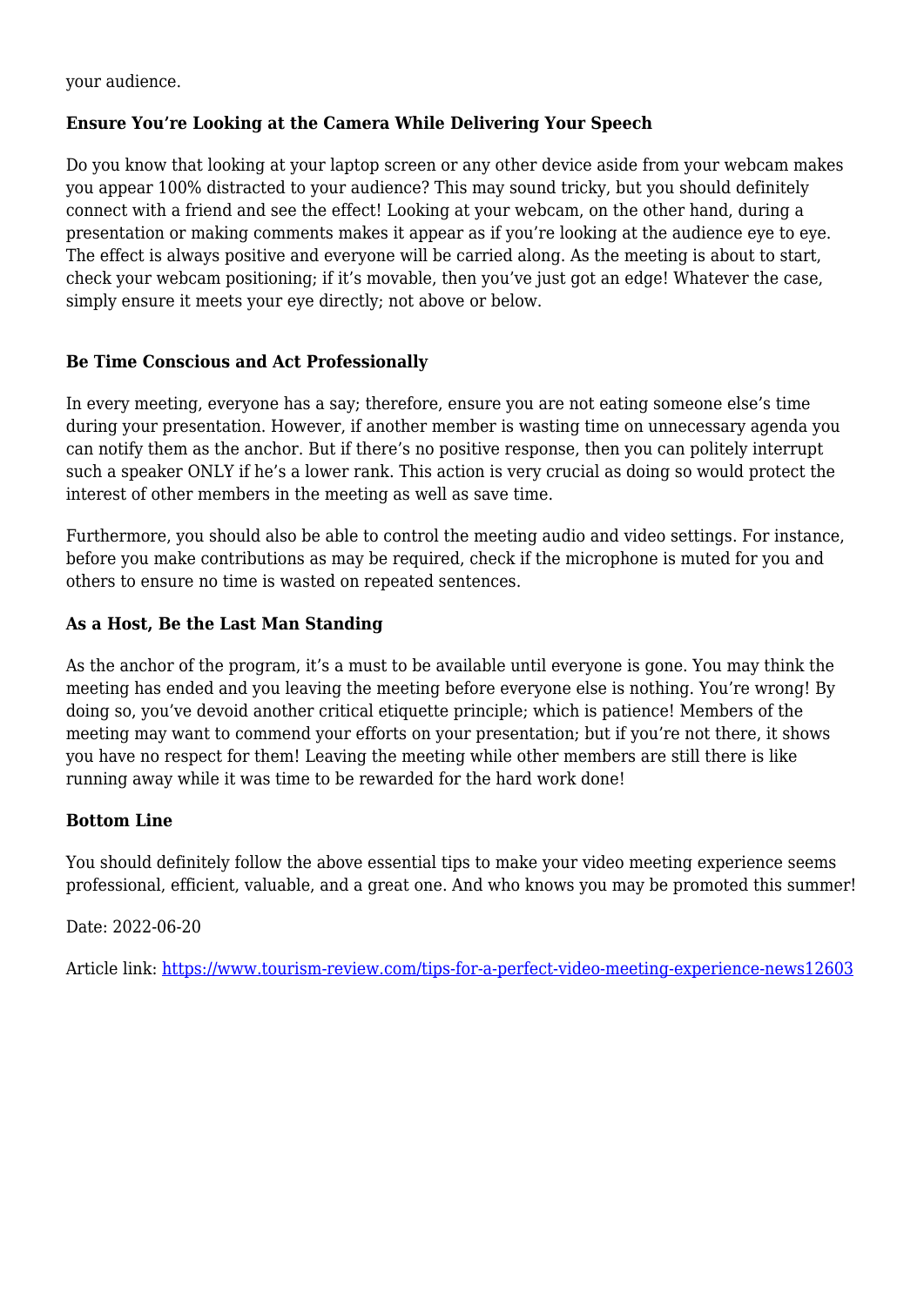your audience.

**Ensure You're Looking at the Camera While Delivering Your Speech**

Do you know that looking at your laptop screen or any other device aside from your webcam makes you appear 100% distracted to your audience? This may sound tricky, but you should definitely connect with a friend and see the effect! Looking at your webcam, on the other hand, during a presentation or making comments makes it appear as if you're looking at the audience eye to eye. The effect is always positive and everyone will be carried along. As the meeting is about to start, check your webcam positioning; if it's movable, then you've just got an edge! Whatever the case, simply ensure it meets your eye directly; not above or below.

**Be Time Conscious and Act Professionally**

In every meeting, everyone has a say; therefore, ensure you are not eating someone else's time during your presentation. However, if another member is wasting time on unnecessary agenda you can notify them as the anchor. But if there's no positive response, then you can politely interrupt such a speaker ONLY if he's a lower rank. This action is very crucial as doing so would protect the interest of other members in the meeting as well as save time.

Furthermore, you should also be able to control the meeting audio and video settings. For instance, before you make contributions as may be required, check if the microphone is muted for you and others to ensure no time is wasted on repeated sentences.

**As a Host, Be the Last Man Standing**

As the anchor of the program, it's a must to be available until everyone is gone. You may think the meeting has ended and you leaving the meeting before everyone else is nothing. You're wrong! By doing so, you've devoid another critical etiquette principle; which is patience! Members of the meeting may want to commend your efforts on your presentation; but if you're not there, it shows you have no respect for them! Leaving the meeting while other members are still there is like running away while it was time to be rewarded for the hard work done!

**Bottom Line**

You should definitely follow the above essential tips to make your video meeting experience seems professional, efficient, valuable, and a great one. And who knows you may be promoted this summer!

Date: 2022-06-20

Article link: [https://www.tourism-review.com/tips-for-a-perfect-video-meeting-experience-news12603](https://www.tourism-review.com/tips-for-a-perfect-video-meeting-experience-news12603)